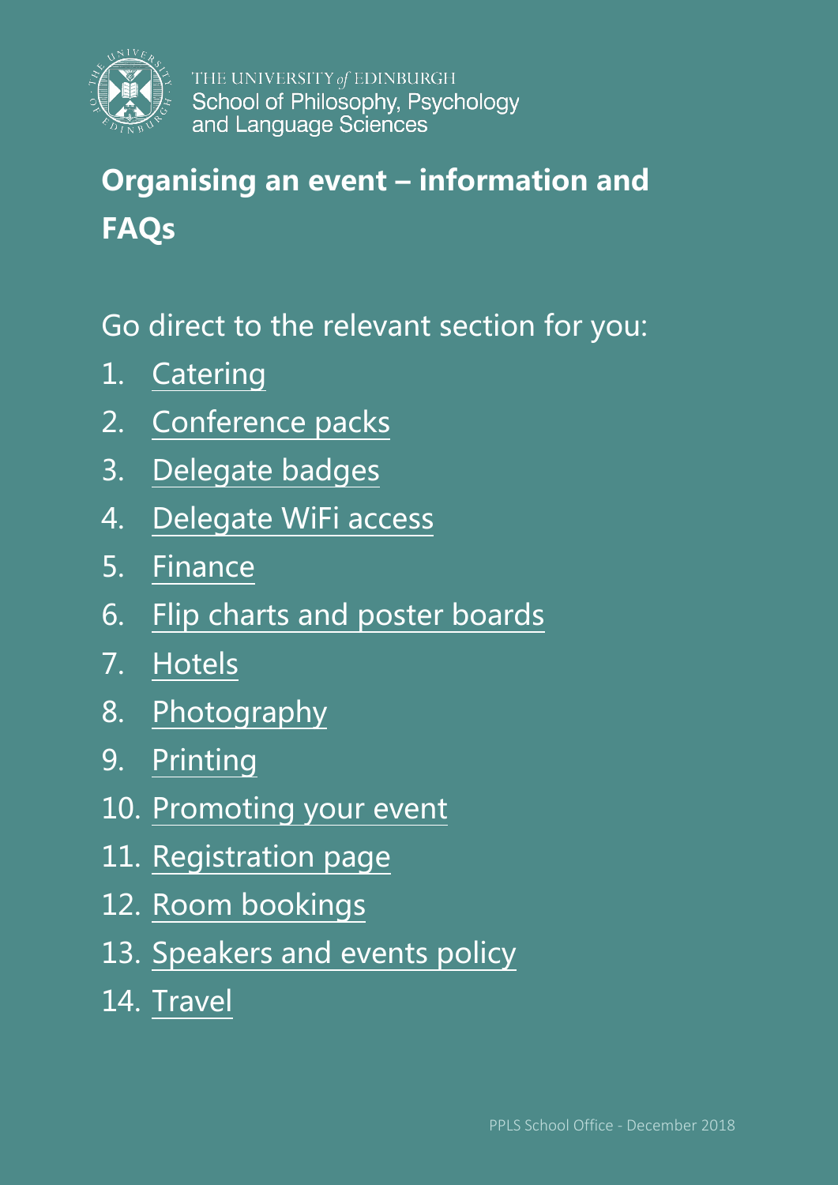THE UNIVERSITY *of* EDINBURGH
School of Philosophy, Psychology and Language Sciences

# Organising an event – information and FAQs

Go direct to the relevant section for you:

1. Catering
2. Conference packs
3. Delegate badges
4. Delegate WiFi access
5. Finance
6. Flip charts and poster boards
7. Hotels
8. Photography
9. Printing
10. Promoting your event
11. Registration page
12. Room bookings
13. Speakers and events policy
14. Travel

PPLS School Office - December 2018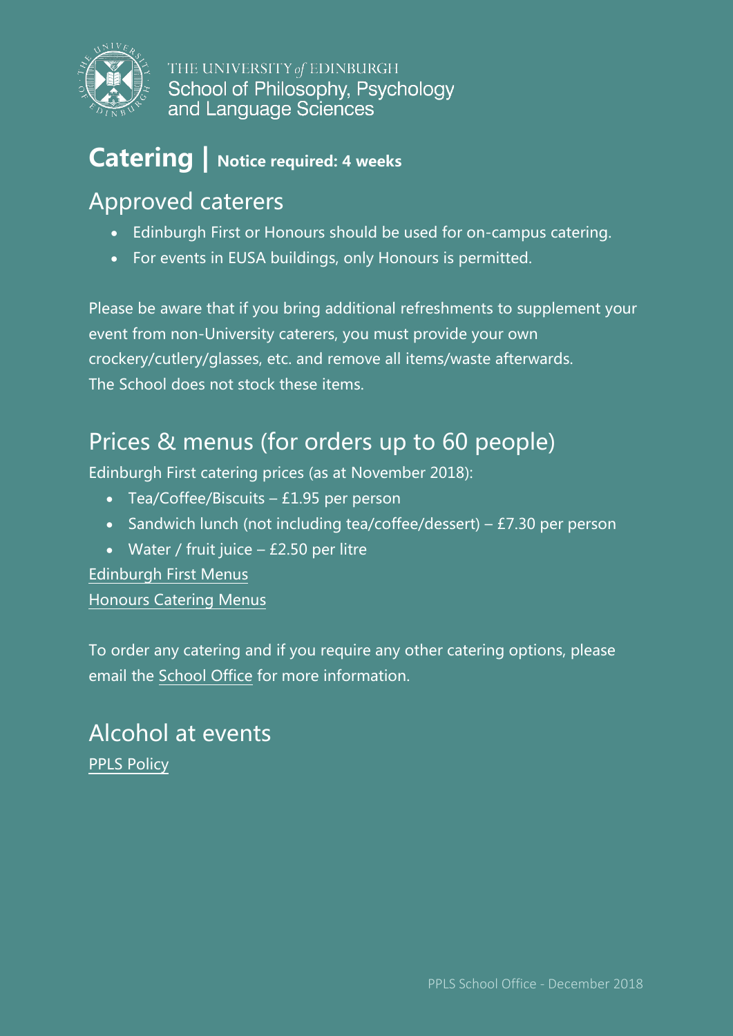THE UNIVERSITY *of* EDINBURGH
School of Philosophy, Psychology and Language Sciences

# Catering | Notice required: 4 weeks

## Approved caterers

- Edinburgh First or Honours should be used for on-campus catering.
- For events in EUSA buildings, only Honours is permitted.

Please be aware that if you bring additional refreshments to supplement your event from non-University caterers, you must provide your own crockery/cutlery/glasses, etc. and remove all items/waste afterwards. The School does not stock these items.

## Prices & menus (for orders up to 60 people)

Edinburgh First catering prices (as at November 2018):

- Tea/Coffee/Biscuits – £1.95 per person
- Sandwich lunch (not including tea/coffee/dessert) – £7.30 per person
- Water / fruit juice – £2.50 per litre

Edinburgh First Menus

Honours Catering Menus

To order any catering and if you require any other catering options, please email the School Office for more information.

## Alcohol at events

PPLS Policy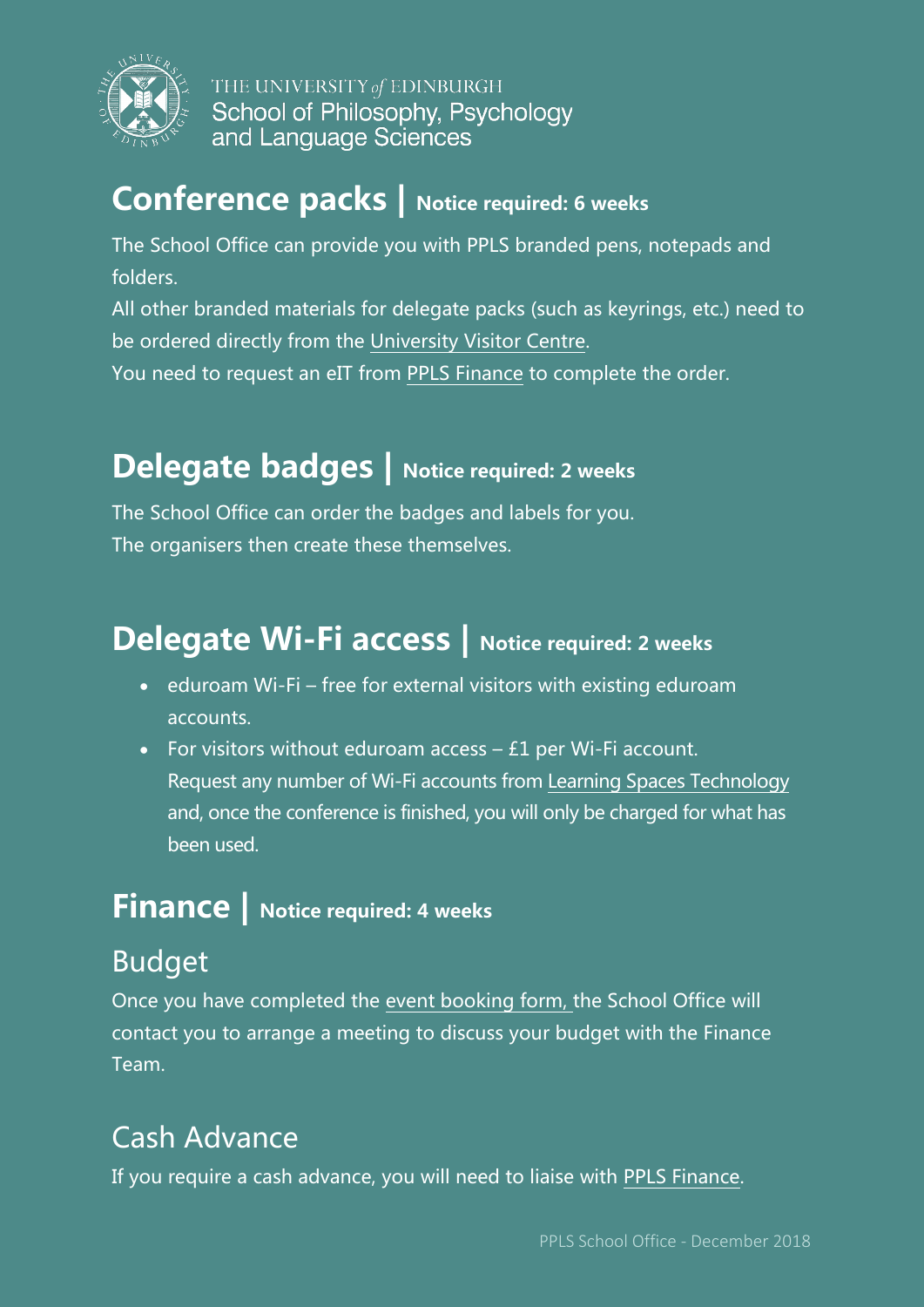# Conference packs | Notice required: 6 weeks

The School Office can provide you with PPLS branded pens, notepads and folders.

All other branded materials for delegate packs (such as keyrings, etc.) need to be ordered directly from the University Visitor Centre.

You need to request an eIT from PPLS Finance to complete the order.

# Delegate badges | Notice required: 2 weeks

The School Office can order the badges and labels for you.

The organisers then create these themselves.

# Delegate Wi-Fi access | Notice required: 2 weeks

- eduroam Wi-Fi – free for external visitors with existing eduroam accounts.
- For visitors without eduroam access – £1 per Wi-Fi account. Request any number of Wi-Fi accounts from Learning Spaces Technology and, once the conference is finished, you will only be charged for what has been used.

# Finance | Notice required: 4 weeks

## Budget

Once you have completed the event booking form, the School Office will contact you to arrange a meeting to discuss your budget with the Finance Team.

## Cash Advance

If you require a cash advance, you will need to liaise with PPLS Finance.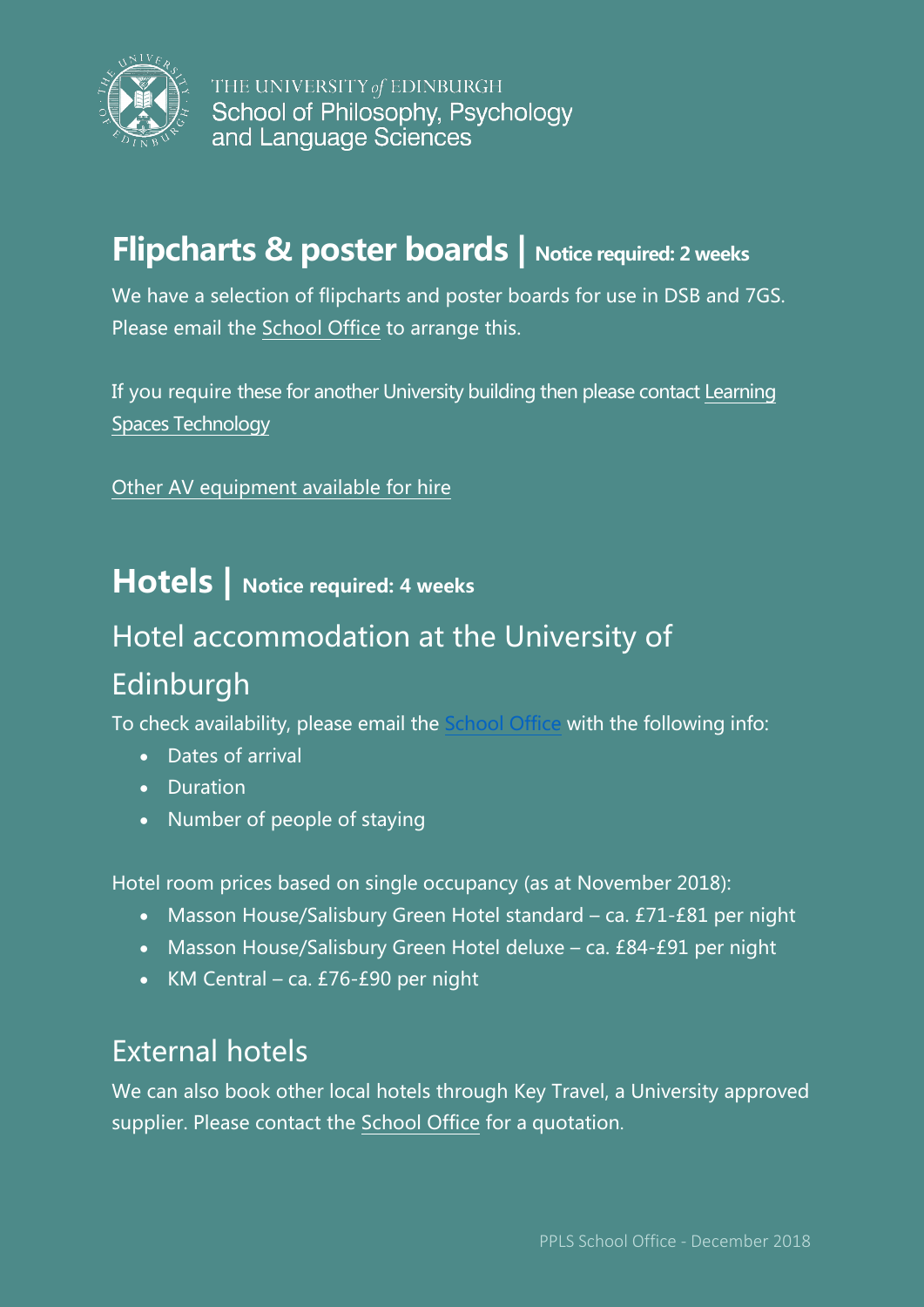## Flipcharts & poster boards | Notice required: 2 weeks

We have a selection of flipcharts and poster boards for use in DSB and 7GS. Please email the School Office to arrange this.

If you require these for another University building then please contact Learning Spaces Technology

Other AV equipment available for hire

## Hotels | Notice required: 4 weeks

### Hotel accommodation at the University of Edinburgh

To check availability, please email the School Office with the following info:

- Dates of arrival
- Duration
- Number of people of staying

Hotel room prices based on single occupancy (as at November 2018):

- Masson House/Salisbury Green Hotel standard – ca. £71-£81 per night
- Masson House/Salisbury Green Hotel deluxe – ca. £84-£91 per night
- KM Central – ca. £76-£90 per night

### External hotels

We can also book other local hotels through Key Travel, a University approved supplier. Please contact the School Office for a quotation.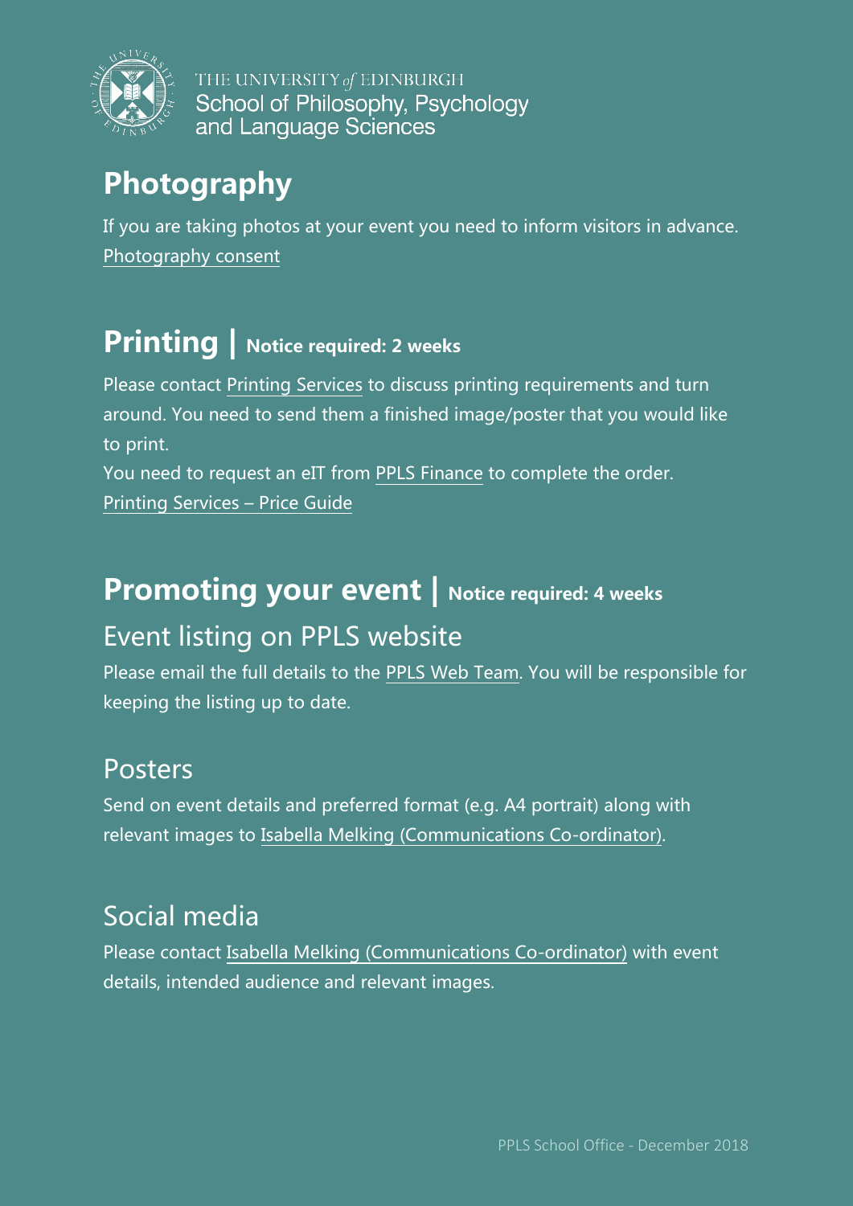THE UNIVERSITY *of* EDINBURGH
School of Philosophy, Psychology and Language Sciences

## Photography

If you are taking photos at your event you need to inform visitors in advance.
Photography consent

## Printing | Notice required: 2 weeks

Please contact Printing Services to discuss printing requirements and turn around. You need to send them a finished image/poster that you would like to print.
You need to request an eIT from PPLS Finance to complete the order.
Printing Services – Price Guide

## Promoting your event | Notice required: 4 weeks

### Event listing on PPLS website

Please email the full details to the PPLS Web Team. You will be responsible for keeping the listing up to date.

### Posters

Send on event details and preferred format (e.g. A4 portrait) along with relevant images to Isabella Melking (Communications Co-ordinator).

### Social media

Please contact Isabella Melking (Communications Co-ordinator) with event details, intended audience and relevant images.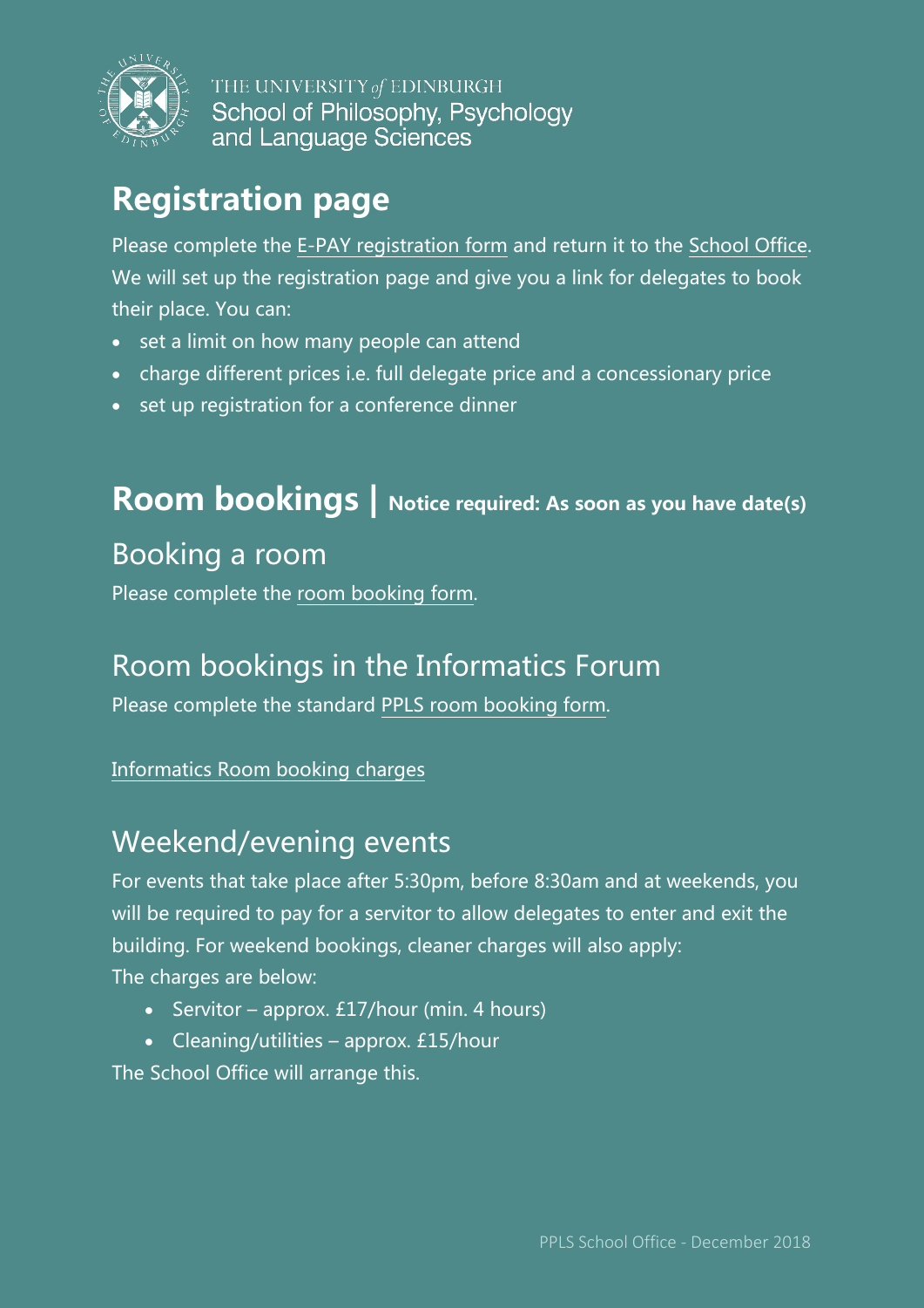THE UNIVERSITY *of* EDINBURGH
School of Philosophy, Psychology and Language Sciences

## Registration page

Please complete the E-PAY registration form and return it to the School Office. We will set up the registration page and give you a link for delegates to book their place. You can:

- set a limit on how many people can attend
- charge different prices i.e. full delegate price and a concessionary price
- set up registration for a conference dinner

## Room bookings | Notice required: As soon as you have date(s)

### Booking a room

Please complete the room booking form.

### Room bookings in the Informatics Forum

Please complete the standard PPLS room booking form.

Informatics Room booking charges

### Weekend/evening events

For events that take place after 5:30pm, before 8:30am and at weekends, you will be required to pay for a servitor to allow delegates to enter and exit the building. For weekend bookings, cleaner charges will also apply:
The charges are below:

- Servitor – approx. £17/hour (min. 4 hours)
- Cleaning/utilities – approx. £15/hour

The School Office will arrange this.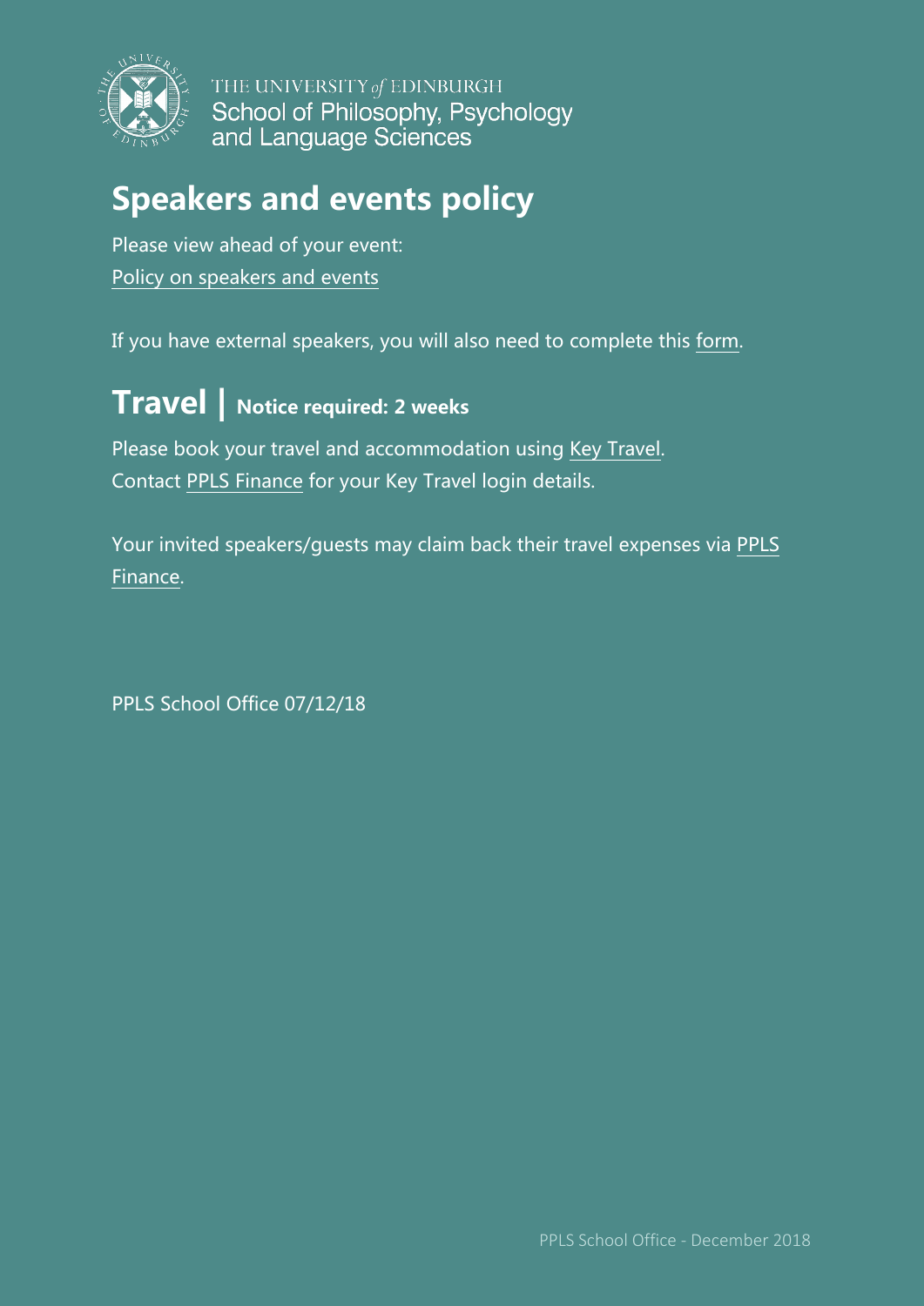THE UNIVERSITY of EDINBURGH
School of Philosophy, Psychology and Language Sciences

# Speakers and events policy

Please view ahead of your event:
Policy on speakers and events

If you have external speakers, you will also need to complete this form.

# Travel | **Notice required: 2 weeks**

Please book your travel and accommodation using Key Travel.
Contact PPLS Finance for your Key Travel login details.

Your invited speakers/guests may claim back their travel expenses via PPLS Finance.

PPLS School Office 07/12/18